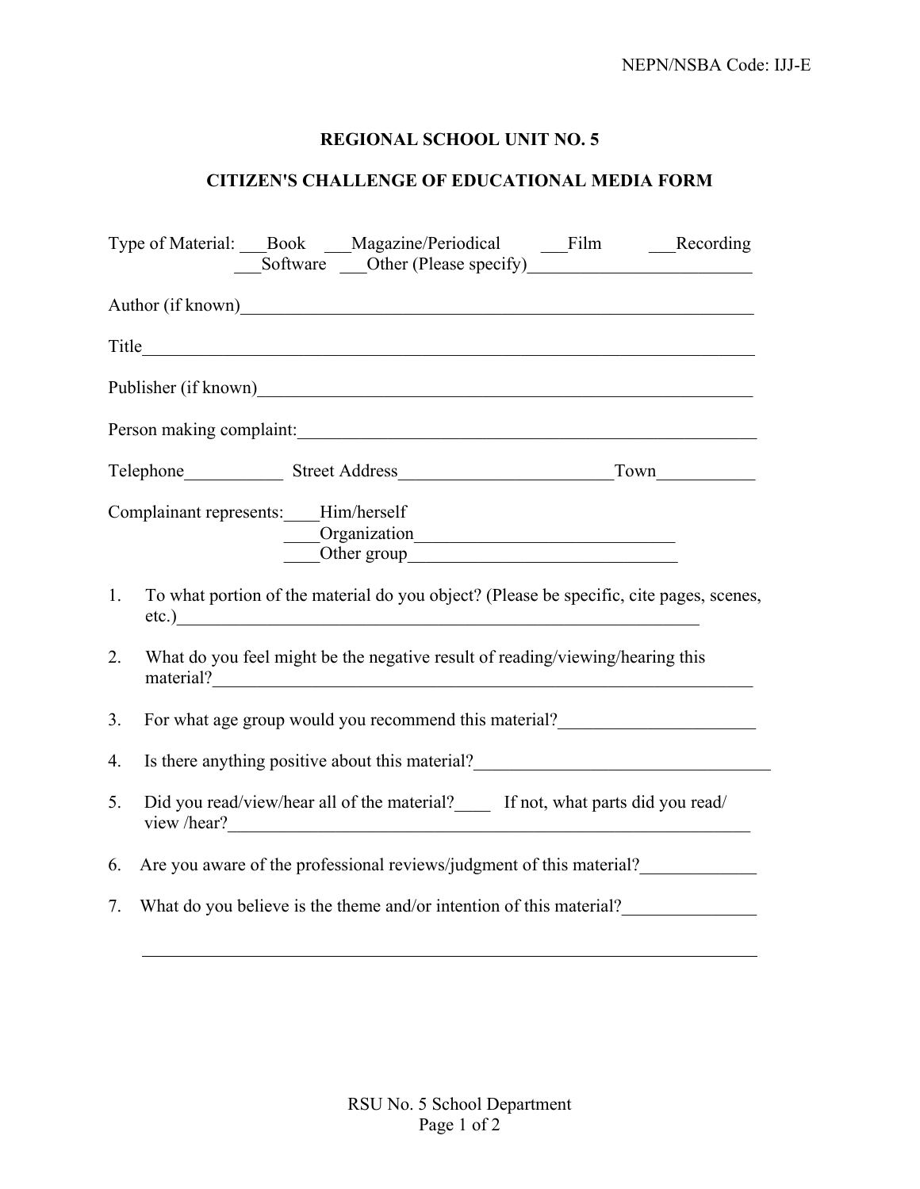NEPN/NSBA Code: IJJ-E

## REGIONAL SCHOOL UNIT NO. 5

## CITIZEN'S CHALLENGE OF EDUCATIONAL MEDIA FORM

Type of Material: ___Book ___Magazine/Periodical ___Film ___Recording
___Software ___Other (Please specify)_________________________

Author (if known)____________________________________________________________

Title____________________________________________________________________

Publisher (if known)__________________________________________________________

Person making complaint:______________________________________________________

Telephone___________ Street Address________________________Town___________

Complainant represents:____Him/herself
____Organization_____________________________
____Other group_______________________________

1. To what portion of the material do you object? (Please be specific, cite pages, scenes, etc.)____________________________________________________________

2. What do you feel might be the negative result of reading/viewing/hearing this material?______________________________________________________________

3. For what age group would you recommend this material?______________________

4. Is there anything positive about this material?__________________________________

5. Did you read/view/hear all of the material?____ If not, what parts did you read/ view /hear?__________________________________________________________

6. Are you aware of the professional reviews/judgment of this material?_____________

7. What do you believe is the theme and/or intention of this material?_______________

______________________________________________________________________

RSU No. 5 School Department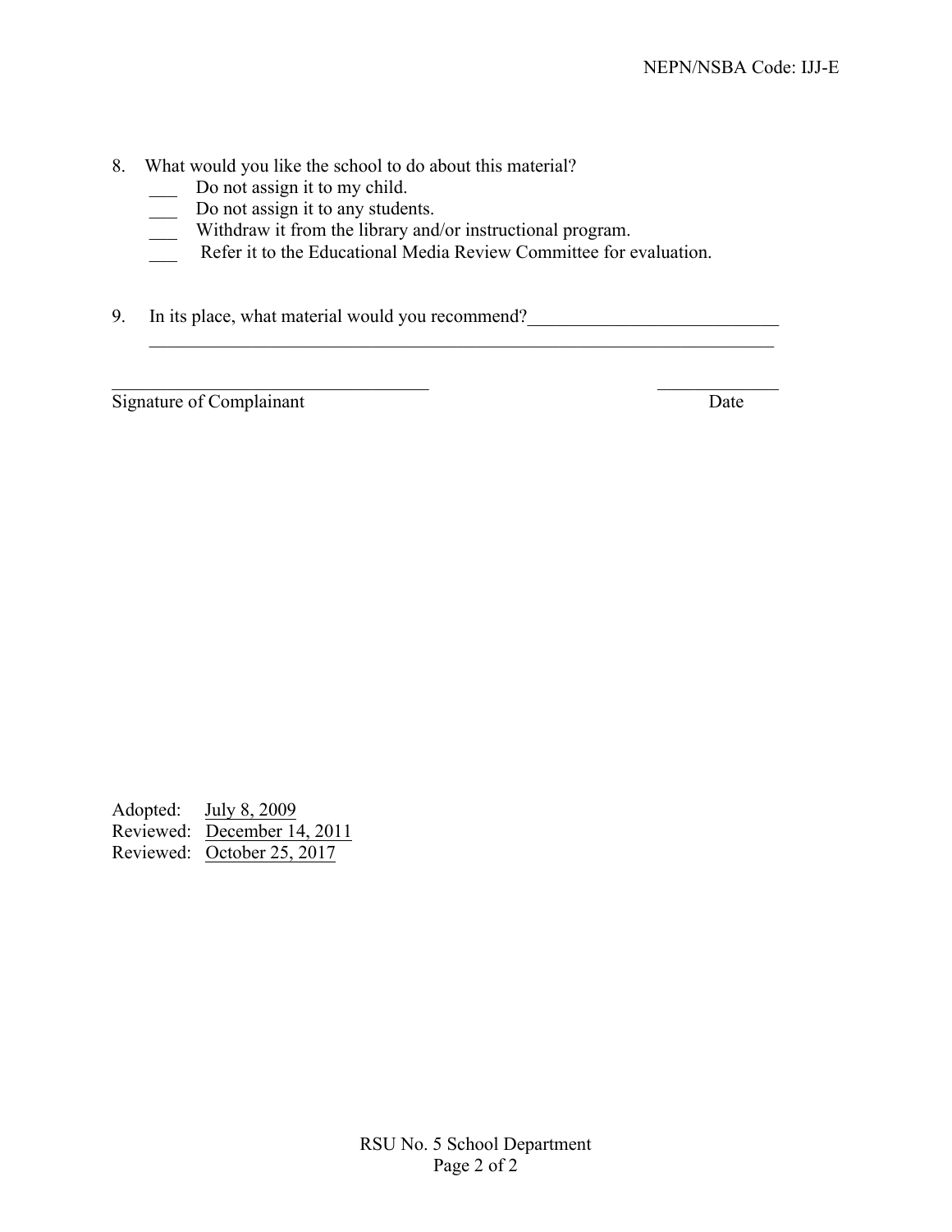8. What would you like the school to do about this material?
   ___ Do not assign it to my child.
   ___ Do not assign it to any students.
   ___ Withdraw it from the library and/or instructional program.
   ___ Refer it to the Educational Media Review Committee for evaluation.

9. In its place, what material would you recommend?___________________________
   _______________________________________________________________________

___________________________________ _____________
Signature of Complainant Date

Adopted: July 8, 2009
Reviewed: December 14, 2011
Reviewed: October 25, 2017